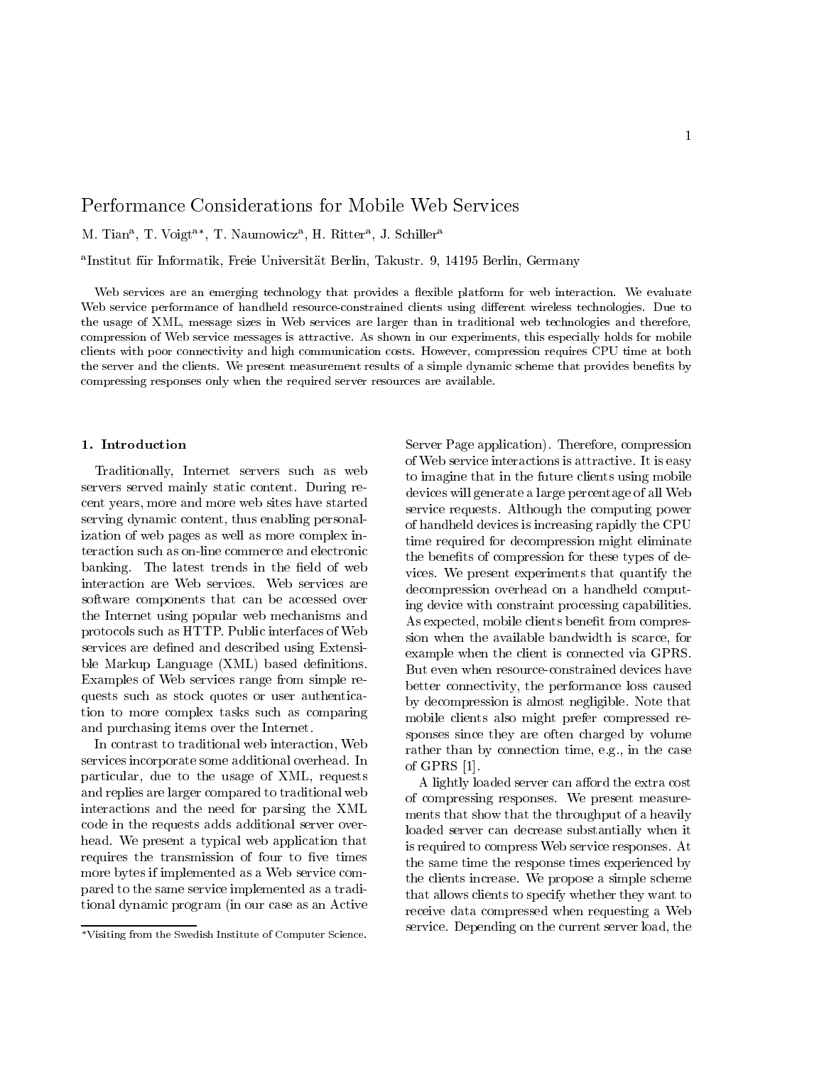# Performance Considerations for Mobile Web Services

M. Tian[a], T. Voigt[a]*, T. Naumowicz[a], H. Ritter[a], J. Schiller[a]

[a]Institut für Informatik, Freie Universität Berlin, Takustr. 9, 14195 Berlin, Germany

Web services are an emerging technology that provides a flexible platform for web interaction. We evaluate Web service performance of handheld resource-constrained clients using different wireless technologies. Due to the usage of XML, message sizes in Web services are larger than in traditional web technologies and therefore, compression of Web service messages is attractive. As shown in our experiments, this especially holds for mobile clients with poor connectivity and high communication costs. However, compression requires CPU time at both the server and the clients. We present measurement results of a simple dynamic scheme that provides benefits by compressing responses only when the required server resources are available.

## 1. Introduction

Traditionally, Internet servers such as web servers served mainly static content. During recent years, more and more web sites have started serving dynamic content, thus enabling personalization of web pages as well as more complex interaction such as on-line commerce and electronic banking. The latest trends in the field of web interaction are Web services. Web services are software components that can be accessed over the Internet using popular web mechanisms and protocols such as HTTP. Public interfaces of Web services are defined and described using Extensible Markup Language (XML) based definitions. Examples of Web services range from simple requests such as stock quotes or user authentication to more complex tasks such as comparing and purchasing items over the Internet.

In contrast to traditional web interaction, Web services incorporate some additional overhead. In particular, due to the usage of XML, requests and replies are larger compared to traditional web interactions and the need for parsing the XML code in the requests adds additional server overhead. We present a typical web application that requires the transmission of four to five times more bytes if implemented as a Web service compared to the same service implemented as a traditional dynamic program (in our case as an Active Server Page application). Therefore, compression of Web service interactions is attractive. It is easy to imagine that in the future clients using mobile devices will generate a large percentage of all Web service requests. Although the computing power of handheld devices is increasing rapidly the CPU time required for decompression might eliminate the benefits of compression for these types of devices. We present experiments that quantify the decompression overhead on a handheld computing device with constraint processing capabilities. As expected, mobile clients benefit from compression when the available bandwidth is scarce, for example when the client is connected via GPRS. But even when resource-constrained devices have better connectivity, the performance loss caused by decompression is almost negligible. Note that mobile clients also might prefer compressed responses since they are often charged by volume rather than by connection time, e.g., in the case of GPRS [1].

A lightly loaded server can afford the extra cost of compressing responses. We present measurements that show that the throughput of a heavily loaded server can decrease substantially when it is required to compress Web service responses. At the same time the response times experienced by the clients increase. We propose a simple scheme that allows clients to specify whether they want to receive data compressed when requesting a Web service. Depending on the current server load, the

*Visiting from the Swedish Institute of Computer Science.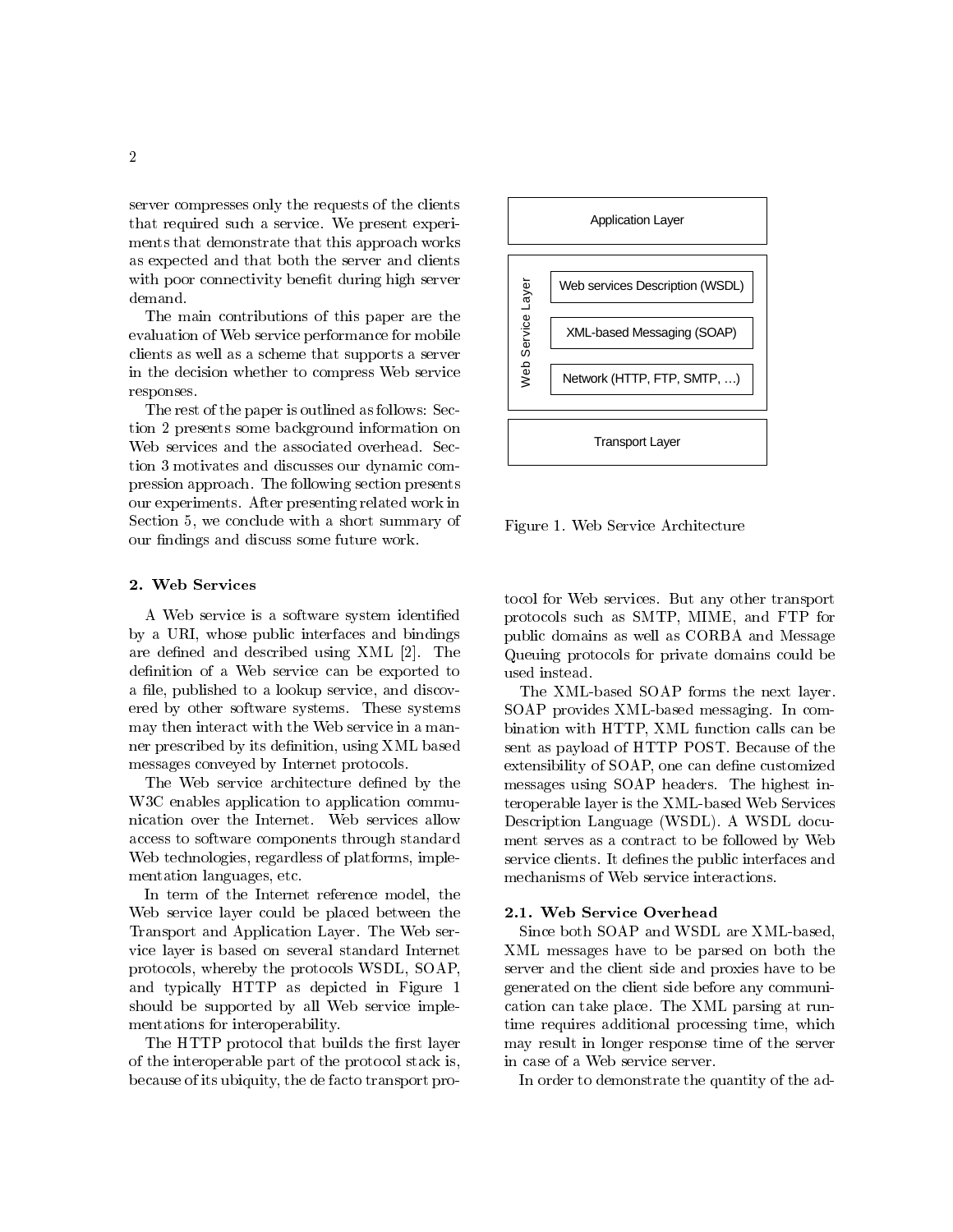server compresses only the requests of the clients that required such a service. We present experiments that demonstrate that this approach works as expected and that both the server and clients with poor connectivity benefit during high server demand.

The main contributions of this paper are the evaluation of Web service performance for mobile clients as well as a scheme that supports a server in the decision whether to compress Web service responses.

The rest of the paper is outlined as follows: Section 2 presents some background information on Web services and the associated overhead. Section 3 motivates and discusses our dynamic compression approach. The following section presents our experiments. After presenting related work in Section 5, we conclude with a short summary of our findings and discuss some future work.

## 2. Web Services

A Web service is a software system identified by a URI, whose public interfaces and bindings are defined and described using XML [2]. The definition of a Web service can be exported to a file, published to a lookup service, and discovered by other software systems. These systems may then interact with the Web service in a manner prescribed by its definition, using XML based messages conveyed by Internet protocols.

The Web service architecture defined by the W3C enables application to application communication over the Internet. Web services allow access to software components through standard Web technologies, regardless of platforms, implementation languages, etc.

In term of the Internet reference model, the Web service layer could be placed between the Transport and Application Layer. The Web service layer is based on several standard Internet protocols, whereby the protocols WSDL, SOAP, and typically HTTP as depicted in Figure 1 should be supported by all Web service implementations for interoperability.

The HTTP protocol that builds the first layer of the interoperable part of the protocol stack is, because of its ubiquity, the de facto transport protocol for Web services. But any other transport protocols such as SMTP, MIME, and FTP for public domains as well as CORBA and Message Queuing protocols for private domains could be used instead.

Application Layer

Web Service Layer: Web services Description (WSDL); XML-based Messaging (SOAP); Network (HTTP, FTP, SMTP, …)

Transport Layer

Figure 1. Web Service Architecture

The XML-based SOAP forms the next layer. SOAP provides XML-based messaging. In combination with HTTP, XML function calls can be sent as payload of HTTP POST. Because of the extensibility of SOAP, one can define customized messages using SOAP headers. The highest interoperable layer is the XML-based Web Services Description Language (WSDL). A WSDL document serves as a contract to be followed by Web service clients. It defines the public interfaces and mechanisms of Web service interactions.

### 2.1. Web Service Overhead

Since both SOAP and WSDL are XML-based, XML messages have to be parsed on both the server and the client side and proxies have to be generated on the client side before any communication can take place. The XML parsing at runtime requires additional processing time, which may result in longer response time of the server in case of a Web service server.

In order to demonstrate the quantity of the ad-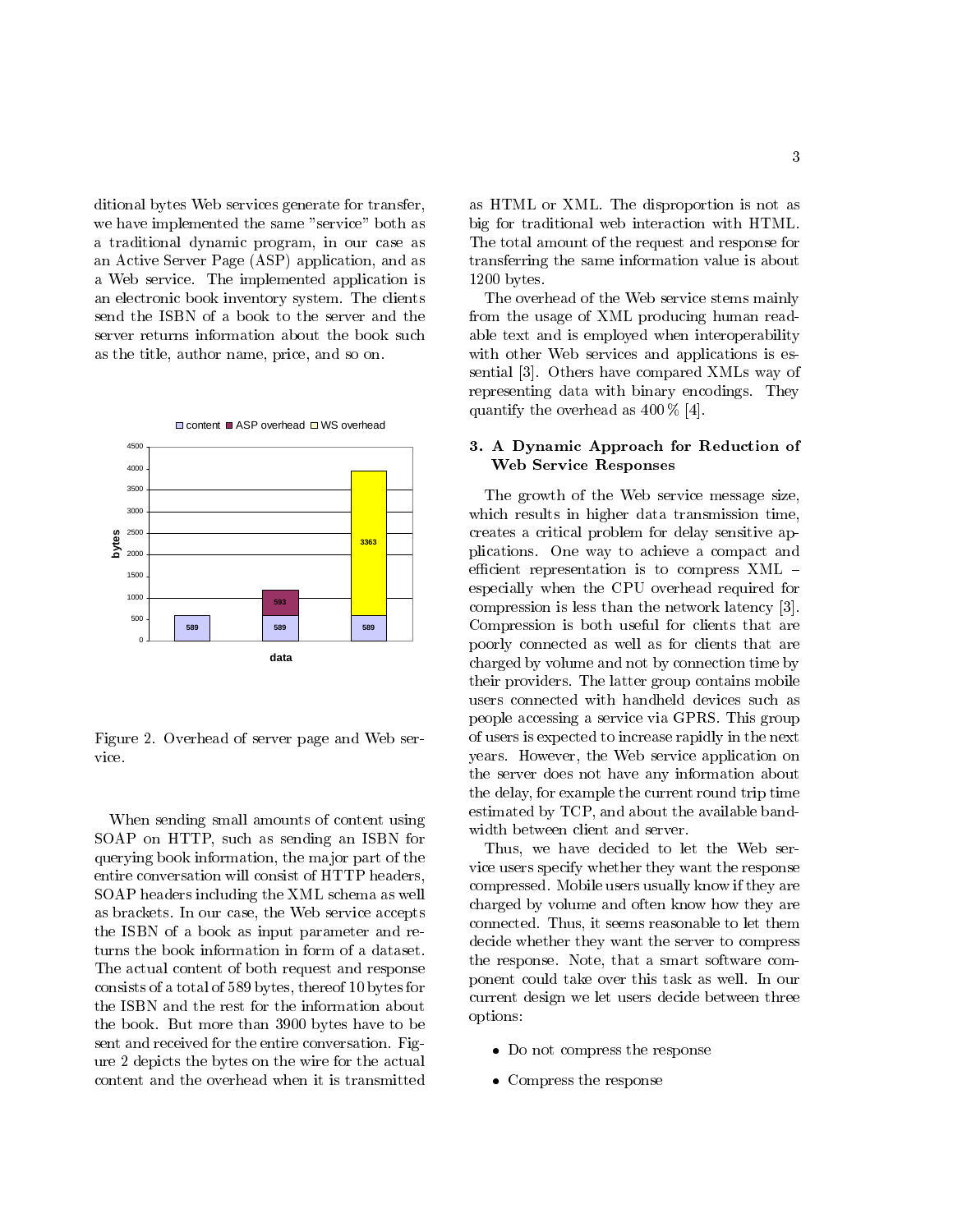ditional bytes Web services generate for transfer, we have implemented the same "service" both as a traditional dynamic program, in our case as an Active Server Page (ASP) application, and as a Web service. The implemented application is an electronic book inventory system. The clients send the ISBN of a book to the server and the server returns information about the book such as the title, author name, price, and so on.

Figure 2. Overhead of server page and Web service.

When sending small amounts of content using SOAP on HTTP, such as sending an ISBN for querying book information, the major part of the entire conversation will consist of HTTP headers, SOAP headers including the XML schema as well as brackets. In our case, the Web service accepts the ISBN of a book as input parameter and returns the book information in form of a dataset. The actual content of both request and response consists of a total of 589 bytes, thereof 10 bytes for the ISBN and the rest for the information about the book. But more than 3900 bytes have to be sent and received for the entire conversation. Figure 2 depicts the bytes on the wire for the actual content and the overhead when it is transmitted as HTML or XML. The disproportion is not as big for traditional web interaction with HTML. The total amount of the request and response for transferring the same information value is about 1200 bytes.

The overhead of the Web service stems mainly from the usage of XML producing human readable text and is employed when interoperability with other Web services and applications is essential [3]. Others have compared XMLs way of representing data with binary encodings. They quantify the overhead as 400 % [4].

## 3. A Dynamic Approach for Reduction of Web Service Responses

The growth of the Web service message size, which results in higher data transmission time, creates a critical problem for delay sensitive applications. One way to achieve a compact and efficient representation is to compress XML – especially when the CPU overhead required for compression is less than the network latency [3]. Compression is both useful for clients that are poorly connected as well as for clients that are charged by volume and not by connection time by their providers. The latter group contains mobile users connected with handheld devices such as people accessing a service via GPRS. This group of users is expected to increase rapidly in the next years. However, the Web service application on the server does not have any information about the delay, for example the current round trip time estimated by TCP, and about the available bandwidth between client and server.

Thus, we have decided to let the Web service users specify whether they want the response compressed. Mobile users usually know if they are charged by volume and often know how they are connected. Thus, it seems reasonable to let them decide whether they want the server to compress the response. Note, that a smart software component could take over this task as well. In our current design we let users decide between three options:

- Do not compress the response
- Compress the response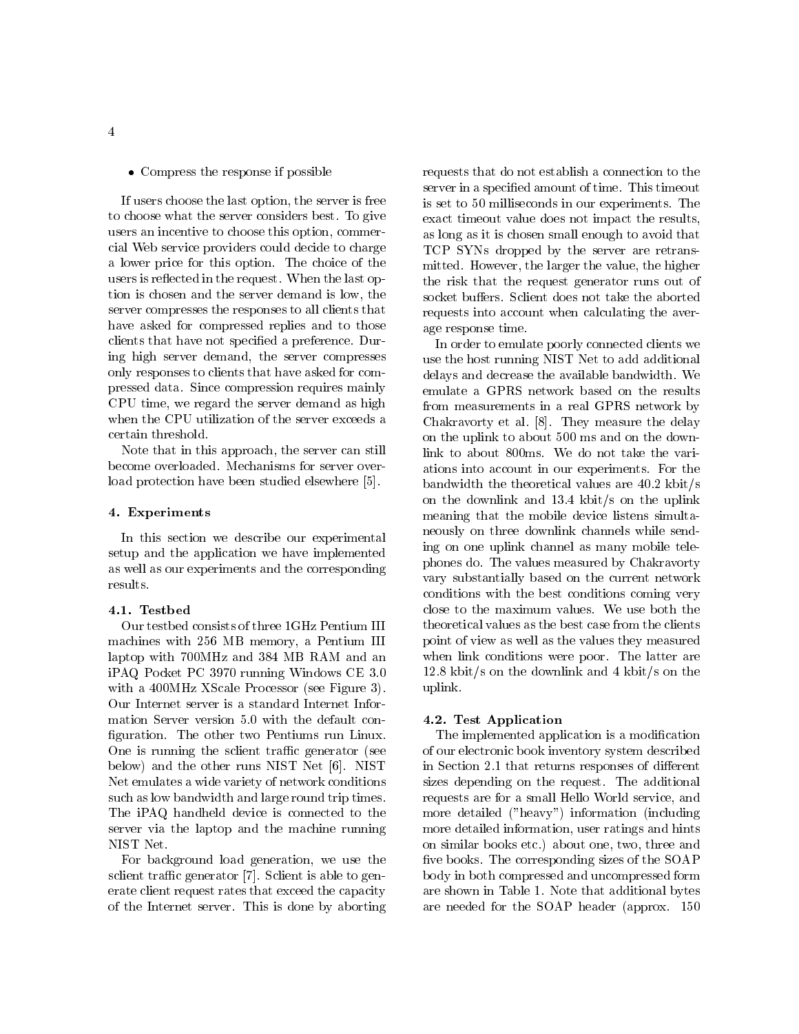- Compress the response if possible

If users choose the last option, the server is free to choose what the server considers best. To give users an incentive to choose this option, commercial Web service providers could decide to charge a lower price for this option. The choice of the users is reflected in the request. When the last option is chosen and the server demand is low, the server compresses the responses to all clients that have asked for compressed replies and to those clients that have not specified a preference. During high server demand, the server compresses only responses to clients that have asked for compressed data. Since compression requires mainly CPU time, we regard the server demand as high when the CPU utilization of the server exceeds a certain threshold.

Note that in this approach, the server can still become overloaded. Mechanisms for server overload protection have been studied elsewhere [5].

## 4. Experiments

In this section we describe our experimental setup and the application we have implemented as well as our experiments and the corresponding results.

### 4.1. Testbed

Our testbed consists of three 1GHz Pentium III machines with 256 MB memory, a Pentium III laptop with 700MHz and 384 MB RAM and an iPAQ Pocket PC 3970 running Windows CE 3.0 with a 400MHz XScale Processor (see Figure 3). Our Internet server is a standard Internet Information Server version 5.0 with the default configuration. The other two Pentiums run Linux. One is running the sclient traffic generator (see below) and the other runs NIST Net [6]. NIST Net emulates a wide variety of network conditions such as low bandwidth and large round trip times. The iPAQ handheld device is connected to the server via the laptop and the machine running NIST Net.

For background load generation, we use the sclient traffic generator [7]. Sclient is able to generate client request rates that exceed the capacity of the Internet server. This is done by aborting requests that do not establish a connection to the server in a specified amount of time. This timeout is set to 50 milliseconds in our experiments. The exact timeout value does not impact the results, as long as it is chosen small enough to avoid that TCP SYNs dropped by the server are retransmitted. However, the larger the value, the higher the risk that the request generator runs out of socket buffers. Sclient does not take the aborted requests into account when calculating the average response time.

In order to emulate poorly connected clients we use the host running NIST Net to add additional delays and decrease the available bandwidth. We emulate a GPRS network based on the results from measurements in a real GPRS network by Chakravorty et al. [8]. They measure the delay on the uplink to about 500 ms and on the downlink to about 800ms. We do not take the variations into account in our experiments. For the bandwidth the theoretical values are 40.2 kbit/s on the downlink and 13.4 kbit/s on the uplink meaning that the mobile device listens simultaneously on three downlink channels while sending on one uplink channel as many mobile telephones do. The values measured by Chakravorty vary substantially based on the current network conditions with the best conditions coming very close to the maximum values. We use both the theoretical values as the best case from the clients point of view as well as the values they measured when link conditions were poor. The latter are 12.8 kbit/s on the downlink and 4 kbit/s on the uplink.

### 4.2. Test Application

The implemented application is a modification of our electronic book inventory system described in Section 2.1 that returns responses of different sizes depending on the request. The additional requests are for a small Hello World service, and more detailed ("heavy") information (including more detailed information, user ratings and hints on similar books etc.) about one, two, three and five books. The corresponding sizes of the SOAP body in both compressed and uncompressed form are shown in Table 1. Note that additional bytes are needed for the SOAP header (approx. 150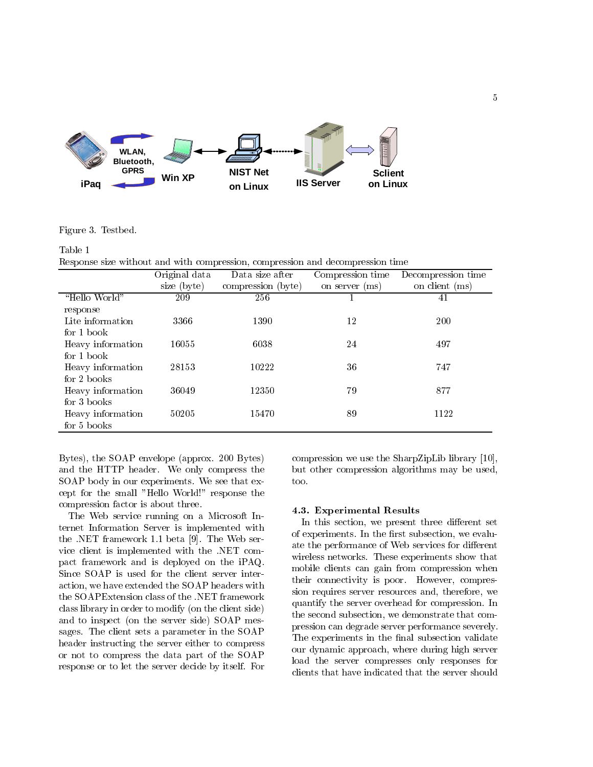Figure 3. Testbed.

Table 1
Response size without and with compression, compression and decompression time

| | Original data size (byte) | Data size after compression (byte) | Compression time on server (ms) | Decompression time on client (ms) |
|---|---|---|---|---|
| "Hello World" response | 209 | 256 | 1 | 41 |
| Lite information for 1 book | 3366 | 1390 | 12 | 200 |
| Heavy information for 1 book | 16055 | 6038 | 24 | 497 |
| Heavy information for 2 books | 28153 | 10222 | 36 | 747 |
| Heavy information for 3 books | 36049 | 12350 | 79 | 877 |
| Heavy information for 5 books | 50205 | 15470 | 89 | 1122 |

Bytes), the SOAP envelope (approx. 200 Bytes) and the HTTP header. We only compress the SOAP body in our experiments. We see that except for the small "Hello World!" response the compression factor is about three.

The Web service running on a Microsoft Internet Information Server is implemented with the .NET framework 1.1 beta [9]. The Web service client is implemented with the .NET compact framework and is deployed on the iPAQ. Since SOAP is used for the client server interaction, we have extended the SOAP headers with the SOAPExtension class of the .NET framework class library in order to modify (on the client side) and to inspect (on the server side) SOAP messages. The client sets a parameter in the SOAP header instructing the server either to compress or not to compress the data part of the SOAP response or to let the server decide by itself. For compression we use the SharpZipLib library [10], but other compression algorithms may be used, too.

### 4.3. Experimental Results

In this section, we present three different set of experiments. In the first subsection, we evaluate the performance of Web services for different wireless networks. These experiments show that mobile clients can gain from compression when their connectivity is poor. However, compression requires server resources and, therefore, we quantify the server overhead for compression. In the second subsection, we demonstrate that compression can degrade server performance severely. The experiments in the final subsection validate our dynamic approach, where during high server load the server compresses only responses for clients that have indicated that the server should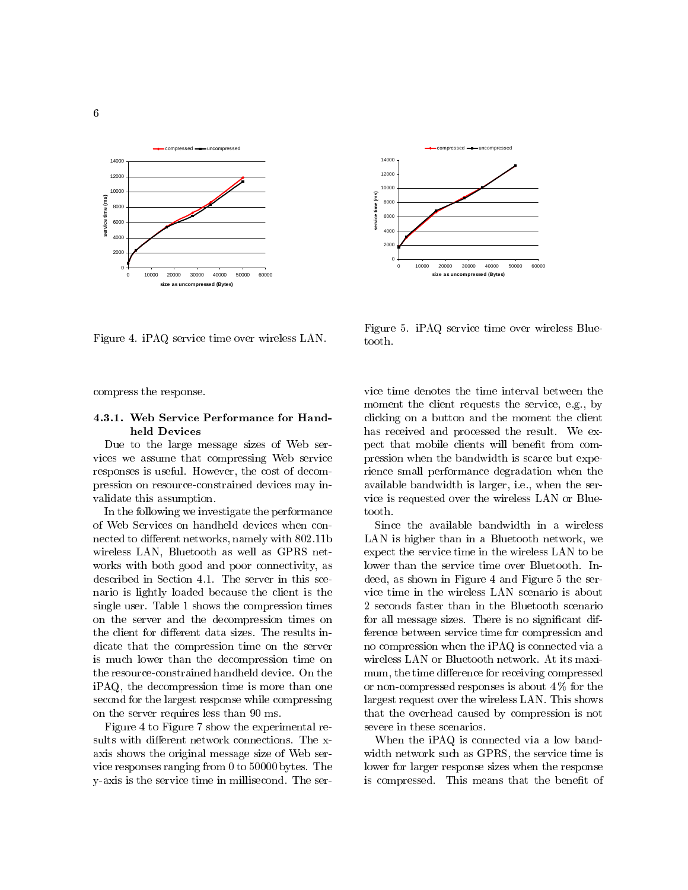Figure 4. iPAQ service time over wireless LAN.

Figure 5. iPAQ service time over wireless Bluetooth.

compress the response.

### 4.3.1. Web Service Performance for Handheld Devices

Due to the large message sizes of Web services we assume that compressing Web service responses is useful. However, the cost of decompression on resource-constrained devices may invalidate this assumption.

In the following we investigate the performance of Web Services on handheld devices when connected to different networks, namely with 802.11b wireless LAN, Bluetooth as well as GPRS networks with both good and poor connectivity, as described in Section 4.1. The server in this scenario is lightly loaded because the client is the single user. Table 1 shows the compression times on the server and the decompression times on the client for different data sizes. The results indicate that the compression time on the server is much lower than the decompression time on the resource-constrained handheld device. On the iPAQ, the decompression time is more than one second for the largest response while compressing on the server requires less than 90 ms.

Figure 4 to Figure 7 show the experimental results with different network connections. The x-axis shows the original message size of Web service responses ranging from 0 to 50000 bytes. The y-axis is the service time in millisecond. The service time denotes the time interval between the moment the client requests the service, e.g., by clicking on a button and the moment the client has received and processed the result. We expect that mobile clients will benefit from compression when the bandwidth is scarce but experience small performance degradation when the available bandwidth is larger, i.e., when the service is requested over the wireless LAN or Bluetooth.

Since the available bandwidth in a wireless LAN is higher than in a Bluetooth network, we expect the service time in the wireless LAN to be lower than the service time over Bluetooth. Indeed, as shown in Figure 4 and Figure 5 the service time in the wireless LAN scenario is about 2 seconds faster than in the Bluetooth scenario for all message sizes. There is no significant difference between service time for compression and no compression when the iPAQ is connected via a wireless LAN or Bluetooth network. At its maximum, the time difference for receiving compressed or non-compressed responses is about 4% for the largest request over the wireless LAN. This shows that the overhead caused by compression is not severe in these scenarios.

When the iPAQ is connected via a low bandwidth network such as GPRS, the service time is lower for larger response sizes when the response is compressed. This means that the benefit of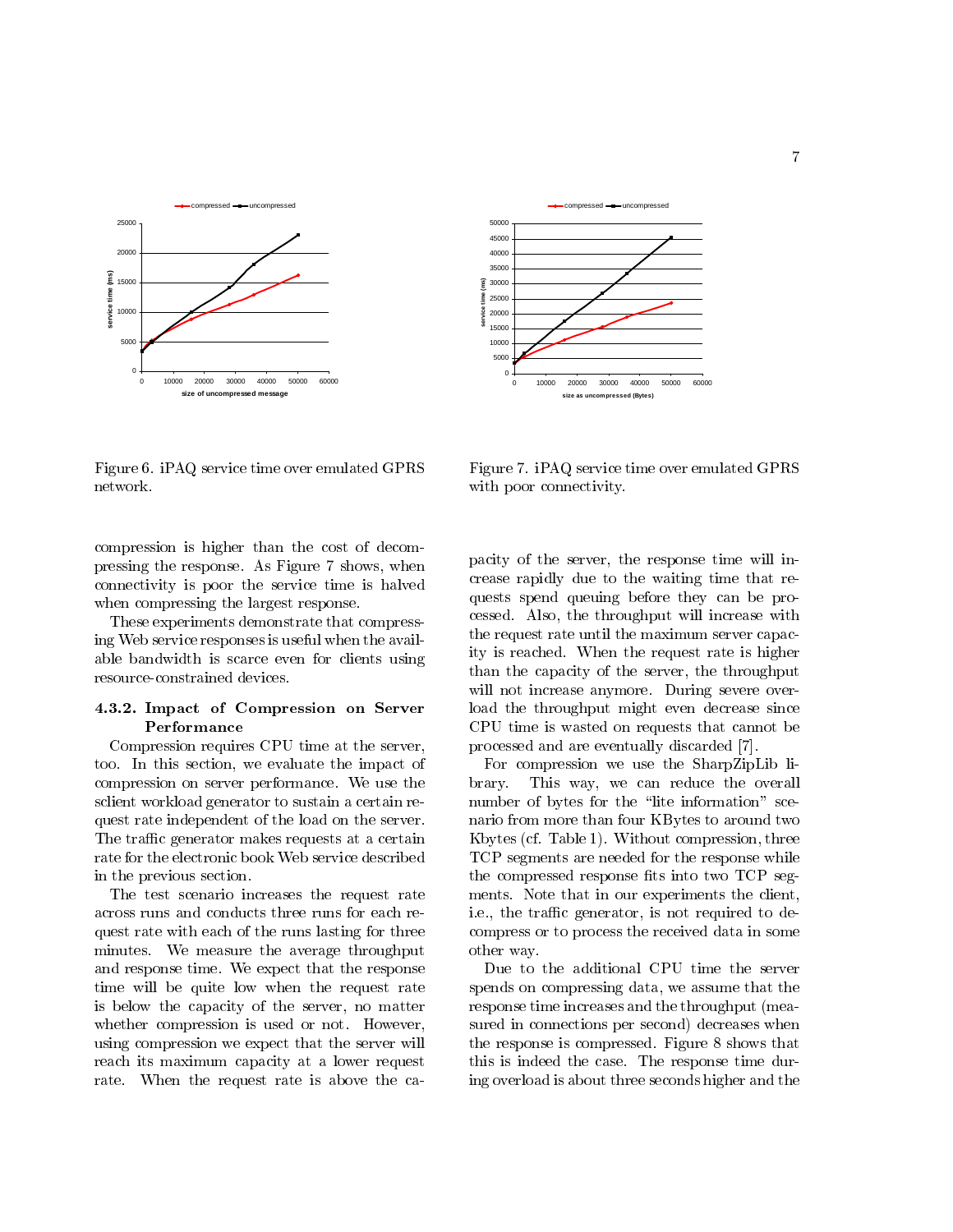compressed uncompressed

25000
20000
15000
10000
5000
0

service time (ms)

0 10000 20000 30000 40000 50000 60000

size of uncompressed message

Figure 6. iPAQ service time over emulated GPRS network.

compressed uncompressed

50000
45000
40000
35000
30000
25000
20000
15000
10000
5000
0

service time (ms)

0 10000 20000 30000 40000 50000 60000

size as uncompressed (Bytes)

Figure 7. iPAQ service time over emulated GPRS with poor connectivity.

compression is higher than the cost of decompressing the response. As Figure 7 shows, when connectivity is poor the service time is halved when compressing the largest response.

These experiments demonstrate that compressing Web service responses is useful when the available bandwidth is scarce even for clients using resource-constrained devices.

### 4.3.2. Impact of Compression on Server Performance

Compression requires CPU time at the server, too. In this section, we evaluate the impact of compression on server performance. We use the sclient workload generator to sustain a certain request rate independent of the load on the server. The traffic generator makes requests at a certain rate for the electronic book Web service described in the previous section.

The test scenario increases the request rate across runs and conducts three runs for each request rate with each of the runs lasting for three minutes. We measure the average throughput and response time. We expect that the response time will be quite low when the request rate is below the capacity of the server, no matter whether compression is used or not. However, using compression we expect that the server will reach its maximum capacity at a lower request rate. When the request rate is above the capacity of the server, the response time will increase rapidly due to the waiting time that requests spend queuing before they can be processed. Also, the throughput will increase with the request rate until the maximum server capacity is reached. When the request rate is higher than the capacity of the server, the throughput will not increase anymore. During severe overload the throughput might even decrease since CPU time is wasted on requests that cannot be processed and are eventually discarded [7].

For compression we use the SharpZipLib library. This way, we can reduce the overall number of bytes for the "lite information" scenario from more than four KBytes to around two Kbytes (cf. Table 1). Without compression, three TCP segments are needed for the response while the compressed response fits into two TCP segments. Note that in our experiments the client, i.e., the traffic generator, is not required to decompress or to process the received data in some other way.

Due to the additional CPU time the server spends on compressing data, we assume that the response time increases and the throughput (measured in connections per second) decreases when the response is compressed. Figure 8 shows that this is indeed the case. The response time during overload is about three seconds higher and the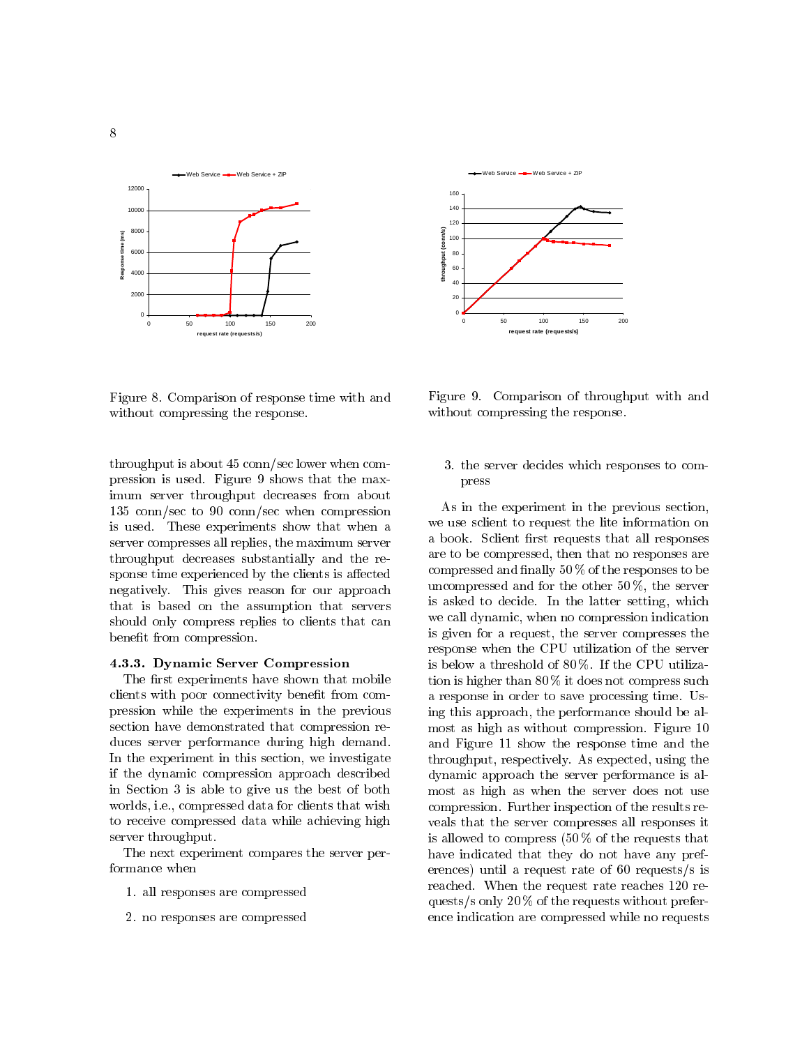Figure 8. Comparison of response time with and without compressing the response.

Figure 9. Comparison of throughput with and without compressing the response.

throughput is about 45 conn/sec lower when compression is used. Figure 9 shows that the maximum server throughput decreases from about 135 conn/sec to 90 conn/sec when compression is used. These experiments show that when a server compresses all replies, the maximum server throughput decreases substantially and the response time experienced by the clients is affected negatively. This gives reason for our approach that is based on the assumption that servers should only compress replies to clients that can benefit from compression.

#### 4.3.3. Dynamic Server Compression

The first experiments have shown that mobile clients with poor connectivity benefit from compression while the experiments in the previous section have demonstrated that compression reduces server performance during high demand. In the experiment in this section, we investigate if the dynamic compression approach described in Section 3 is able to give us the best of both worlds, i.e., compressed data for clients that wish to receive compressed data while achieving high server throughput.

The next experiment compares the server performance when

1. all responses are compressed
2. no responses are compressed
3. the server decides which responses to compress

As in the experiment in the previous section, we use sclient to request the lite information on a book. Sclient first requests that all responses are to be compressed, then that no responses are compressed and finally 50 % of the responses to be uncompressed and for the other 50 %, the server is asked to decide. In the latter setting, which we call dynamic, when no compression indication is given for a request, the server compresses the response when the CPU utilization of the server is below a threshold of 80 %. If the CPU utilization is higher than 80 % it does not compress such a response in order to save processing time. Using this approach, the performance should be almost as high as without compression. Figure 10 and Figure 11 show the response time and the throughput, respectively. As expected, using the dynamic approach the server performance is almost as high as when the server does not use compression. Further inspection of the results reveals that the server compresses all responses it is allowed to compress (50 % of the requests that have indicated that they do not have any preferences) until a request rate of 60 requests/s is reached. When the request rate reaches 120 requests/s only 20 % of the requests without preference indication are compressed while no requests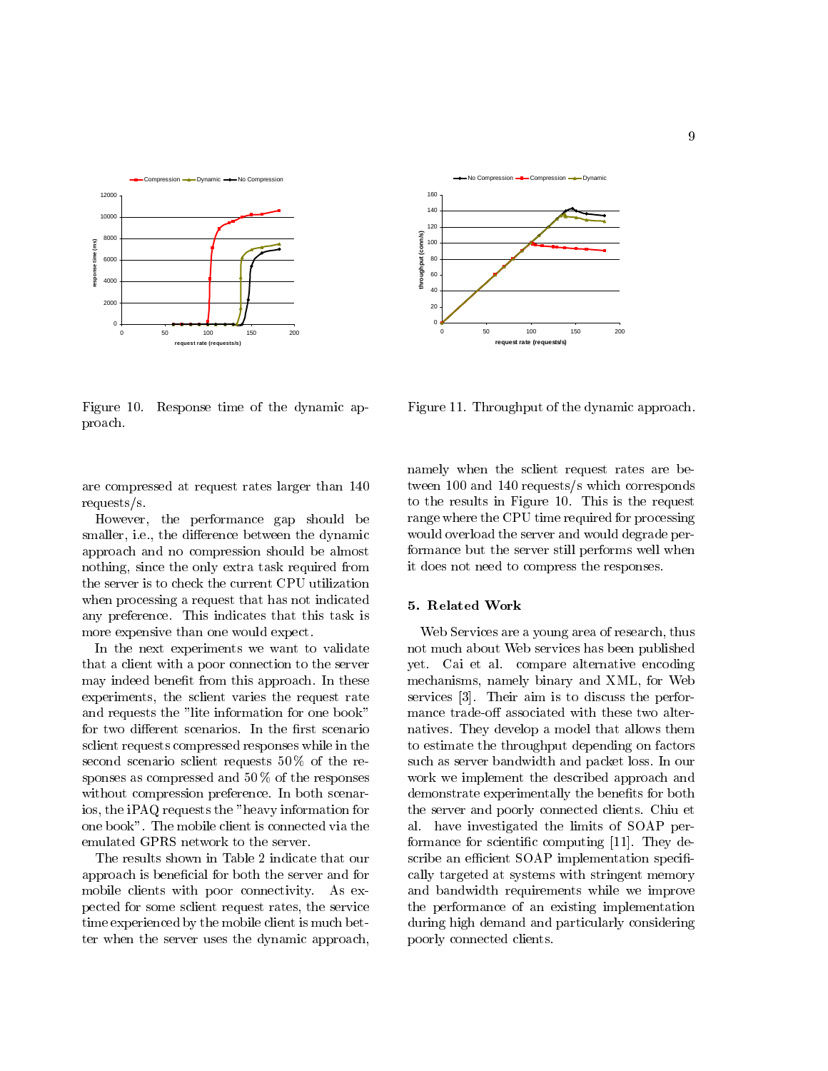Figure 10. Response time of the dynamic approach.

Figure 11. Throughput of the dynamic approach.

are compressed at request rates larger than 140 requests/s.

However, the performance gap should be smaller, i.e., the difference between the dynamic approach and no compression should be almost nothing, since the only extra task required from the server is to check the current CPU utilization when processing a request that has not indicated any preference. This indicates that this task is more expensive than one would expect.

In the next experiments we want to validate that a client with a poor connection to the server may indeed benefit from this approach. In these experiments, the sclient varies the request rate and requests the "lite information for one book" for two different scenarios. In the first scenario sclient requests compressed responses while in the second scenario sclient requests 50% of the responses as compressed and 50% of the responses without compression preference. In both scenarios, the iPAQ requests the "heavy information for one book". The mobile client is connected via the emulated GPRS network to the server.

The results shown in Table 2 indicate that our approach is beneficial for both the server and for mobile clients with poor connectivity. As expected for some sclient request rates, the service time experienced by the mobile client is much better when the server uses the dynamic approach, namely when the sclient request rates are between 100 and 140 requests/s which corresponds to the results in Figure 10. This is the request range where the CPU time required for processing would overload the server and would degrade performance but the server still performs well when it does not need to compress the responses.

## 5. Related Work

Web Services are a young area of research, thus not much about Web services has been published yet. Cai et al. compare alternative encoding mechanisms, namely binary and XML, for Web services [3]. Their aim is to discuss the performance trade-off associated with these two alternatives. They develop a model that allows them to estimate the throughput depending on factors such as server bandwidth and packet loss. In our work we implement the described approach and demonstrate experimentally the benefits for both the server and poorly connected clients. Chiu et al. have investigated the limits of SOAP performance for scientific computing [11]. They describe an efficient SOAP implementation specifically targeted at systems with stringent memory and bandwidth requirements while we improve the performance of an existing implementation during high demand and particularly considering poorly connected clients.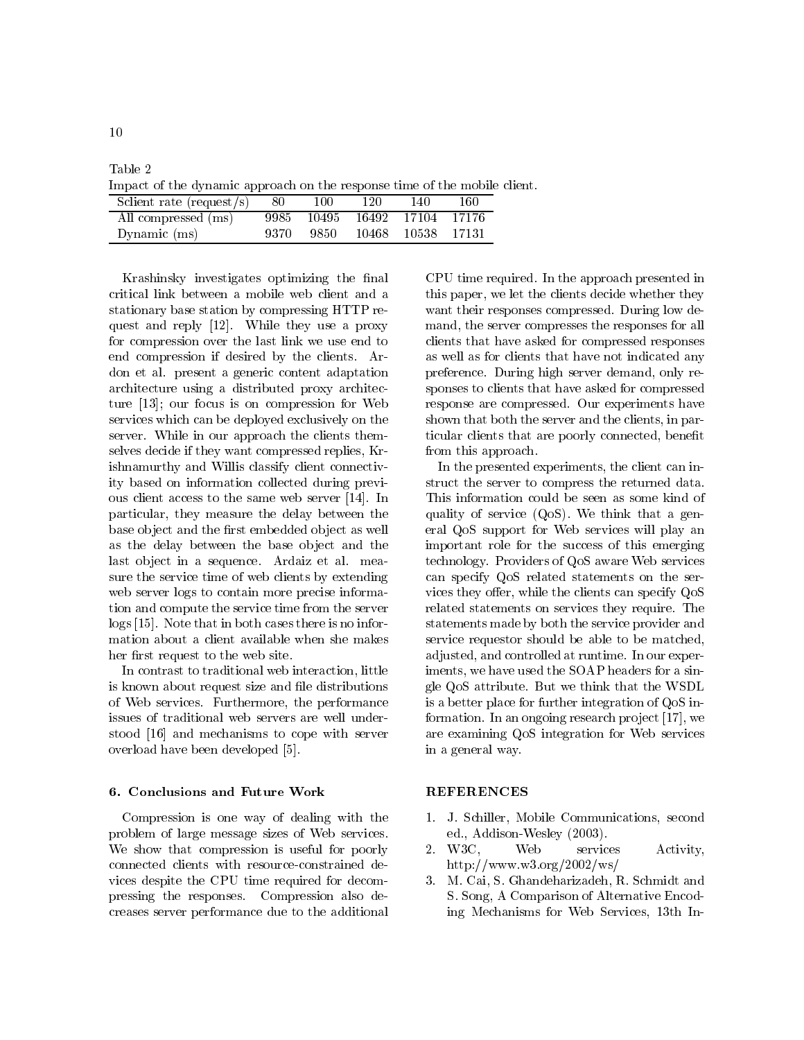Table 2
Impact of the dynamic approach on the response time of the mobile client.

| Sclient rate (request/s) | 80 | 100 | 120 | 140 | 160 |
|---|---|---|---|---|---|
| All compressed (ms) | 9985 | 10495 | 16492 | 17104 | 17176 |
| Dynamic (ms) | 9370 | 9850 | 10468 | 10538 | 17131 |

Krashinsky investigates optimizing the final critical link between a mobile web client and a stationary base station by compressing HTTP request and reply [12]. While they use a proxy for compression over the last link we use end to end compression if desired by the clients. Ardon et al. present a generic content adaptation architecture using a distributed proxy architecture [13]; our focus is on compression for Web services which can be deployed exclusively on the server. While in our approach the clients themselves decide if they want compressed replies, Krishnamurthy and Willis classify client connectivity based on information collected during previous client access to the same web server [14]. In particular, they measure the delay between the base object and the first embedded object as well as the delay between the base object and the last object in a sequence. Ardaiz et al. measure the service time of web clients by extending web server logs to contain more precise information and compute the service time from the server logs [15]. Note that in both cases there is no information about a client available when she makes her first request to the web site.

In contrast to traditional web interaction, little is known about request size and file distributions of Web services. Furthermore, the performance issues of traditional web servers are well understood [16] and mechanisms to cope with server overload have been developed [5].

### 6. Conclusions and Future Work

Compression is one way of dealing with the problem of large message sizes of Web services. We show that compression is useful for poorly connected clients with resource-constrained devices despite the CPU time required for decompressing the responses. Compression also decreases server performance due to the additional CPU time required. In the approach presented in this paper, we let the clients decide whether they want their responses compressed. During low demand, the server compresses the responses for all clients that have asked for compressed responses as well as for clients that have not indicated any preference. During high server demand, only responses to clients that have asked for compressed response are compressed. Our experiments have shown that both the server and the clients, in particular clients that are poorly connected, benefit from this approach.

In the presented experiments, the client can instruct the server to compress the returned data. This information could be seen as some kind of quality of service (QoS). We think that a general QoS support for Web services will play an important role for the success of this emerging technology. Providers of QoS aware Web services can specify QoS related statements on the services they offer, while the clients can specify QoS related statements on services they require. The statements made by both the service provider and service requestor should be able to be matched, adjusted, and controlled at runtime. In our experiments, we have used the SOAP headers for a single QoS attribute. But we think that the WSDL is a better place for further integration of QoS information. In an ongoing research project [17], we are examining QoS integration for Web services in a general way.

### REFERENCES

1. J. Schiller, Mobile Communications, second ed., Addison-Wesley (2003).
2. W3C, Web services Activity, http://www.w3.org/2002/ws/
3. M. Cai, S. Ghandeharizadeh, R. Schmidt and S. Song, A Comparison of Alternative Encoding Mechanisms for Web Services, 13th In-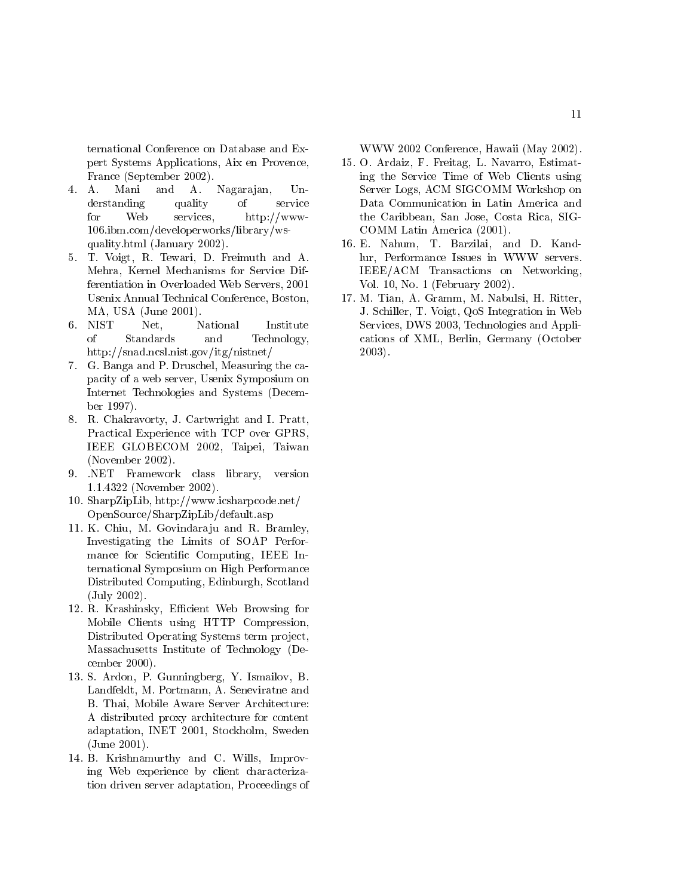ternational Conference on Database and Expert Systems Applications, Aix en Provence, France (September 2002).

4. A. Mani and A. Nagarajan, Understanding quality of service for Web services, http://www-106.ibm.com/developerworks/library/ws-quality.html (January 2002).
5. T. Voigt, R. Tewari, D. Freimuth and A. Mehra, Kernel Mechanisms for Service Differentiation in Overloaded Web Servers, 2001 Usenix Annual Technical Conference, Boston, MA, USA (June 2001).
6. NIST Net, National Institute of Standards and Technology, http://snad.ncsl.nist.gov/itg/nistnet/
7. G. Banga and P. Druschel, Measuring the capacity of a web server, Usenix Symposium on Internet Technologies and Systems (December 1997).
8. R. Chakravorty, J. Cartwright and I. Pratt, Practical Experience with TCP over GPRS, IEEE GLOBECOM 2002, Taipei, Taiwan (November 2002).
9. .NET Framework class library, version 1.1.4322 (November 2002).
10. SharpZipLib, http://www.icsharpcode.net/OpenSource/SharpZipLib/default.asp
11. K. Chiu, M. Govindaraju and R. Bramley, Investigating the Limits of SOAP Performance for Scientific Computing, IEEE International Symposium on High Performance Distributed Computing, Edinburgh, Scotland (July 2002).
12. R. Krashinsky, Efficient Web Browsing for Mobile Clients using HTTP Compression, Distributed Operating Systems term project, Massachusetts Institute of Technology (December 2000).
13. S. Ardon, P. Gunningberg, Y. Ismailov, B. Landfeldt, M. Portmann, A. Seneviratne and B. Thai, Mobile Aware Server Architecture: A distributed proxy architecture for content adaptation, INET 2001, Stockholm, Sweden (June 2001).
14. B. Krishnamurthy and C. Wills, Improving Web experience by client characterization driven server adaptation, Proceedings of WWW 2002 Conference, Hawaii (May 2002).
15. O. Ardaiz, F. Freitag, L. Navarro, Estimating the Service Time of Web Clients using Server Logs, ACM SIGCOMM Workshop on Data Communication in Latin America and the Caribbean, San Jose, Costa Rica, SIGCOMM Latin America (2001).
16. E. Nahum, T. Barzilai, and D. Kandlur, Performance Issues in WWW servers. IEEE/ACM Transactions on Networking, Vol. 10, No. 1 (February 2002).
17. M. Tian, A. Gramm, M. Nabulsi, H. Ritter, J. Schiller, T. Voigt, QoS Integration in Web Services, DWS 2003, Technologies and Applications of XML, Berlin, Germany (October 2003).